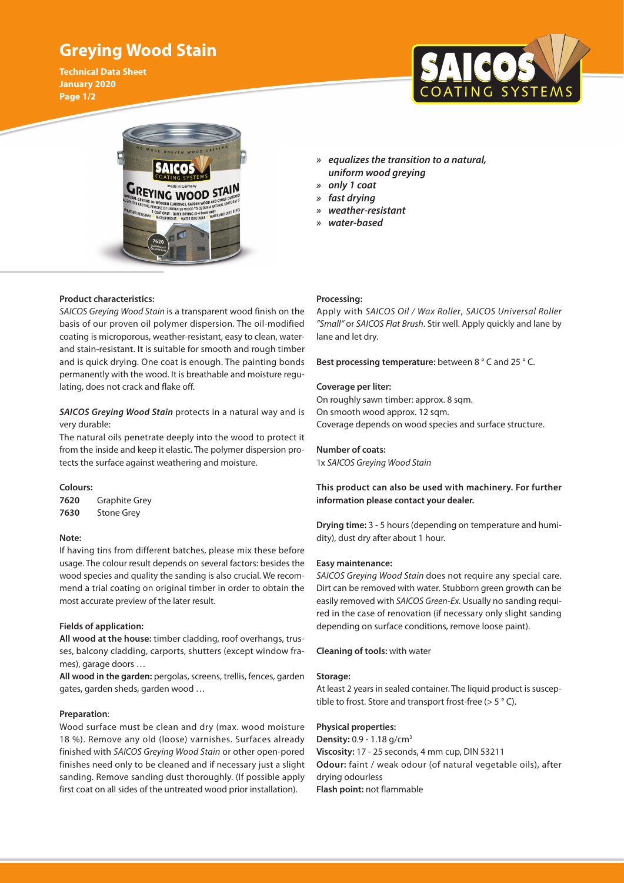# Greying Wood Stain

**Technical Data Sheet**
**January 2020**

- » ***equalizes the transition to a natural, uniform wood greying***
- » ***only 1 coat***
- » ***fast drying***
- » ***weather-resistant***
- » ***water-based***

**Product characteristics:**

*SAICOS Greying Wood Stain* is a transparent wood finish on the basis of our proven oil polymer dispersion. The oil-modified coating is microporous, weather-resistant, easy to clean, water- and stain-resistant. It is suitable for smooth and rough timber and is quick drying. One coat is enough. The painting bonds permanently with the wood. It is breathable and moisture regulating, does not crack and flake off.

***SAICOS Greying Wood Stain*** protects in a natural way and is very durable:

The natural oils penetrate deeply into the wood to protect it from the inside and keep it elastic. The polymer dispersion protects the surface against weathering and moisture.

**Colours:**

| | |
|---|---|
| **7620** | Graphite Grey |
| **7630** | Stone Grey |

**Note:**

If having tins from different batches, please mix these before usage. The colour result depends on several factors: besides the wood species and quality the sanding is also crucial. We recommend a trial coating on original timber in order to obtain the most accurate preview of the later result.

**Fields of application:**

**All wood at the house:** timber cladding, roof overhangs, trusses, balcony cladding, carports, shutters (except window frames), garage doors …

**All wood in the garden:** pergolas, screens, trellis, fences, garden gates, garden sheds, garden wood …

**Preparation**:

Wood surface must be clean and dry (max. wood moisture 18 %). Remove any old (loose) varnishes. Surfaces already finished with *SAICOS Greying Wood Stain* or other open-pored finishes need only to be cleaned and if necessary just a slight sanding. Remove sanding dust thoroughly. (If possible apply first coat on all sides of the untreated wood prior installation).

**Processing:**

Apply with *SAICOS Oil / Wax Roller*, *SAICOS Universal Roller "Small"* or *SAICOS Flat Brush*. Stir well. Apply quickly and lane by lane and let dry.

**Best processing temperature:** between 8 ° C and 25 ° C.

**Coverage per liter:**

On roughly sawn timber: approx. 8 sqm.
On smooth wood approx. 12 sqm.
Coverage depends on wood species and surface structure.

**Number of coats:**

1x *SAICOS Greying Wood Stain*

**This product can also be used with machinery. For further information please contact your dealer.**

**Drying time:** 3 - 5 hours (depending on temperature and humidity), dust dry after about 1 hour.

**Easy maintenance:**

*SAICOS Greying Wood Stain* does not require any special care. Dirt can be removed with water. Stubborn green growth can be easily removed with *SAICOS Green-Ex*. Usually no sanding required in the case of renovation (if necessary only slight sanding depending on surface conditions, remove loose paint).

**Cleaning of tools:** with water

**Storage:**

At least 2 years in sealed container. The liquid product is susceptible to frost. Store and transport frost-free (> 5 ° C).

**Physical properties:**

**Density:** 0.9 - 1.18 g/cm$^3$
**Viscosity:** 17 - 25 seconds, 4 mm cup, DIN 53211
**Odour:** faint / weak odour (of natural vegetable oils), after drying odourless
**Flash point:** not flammable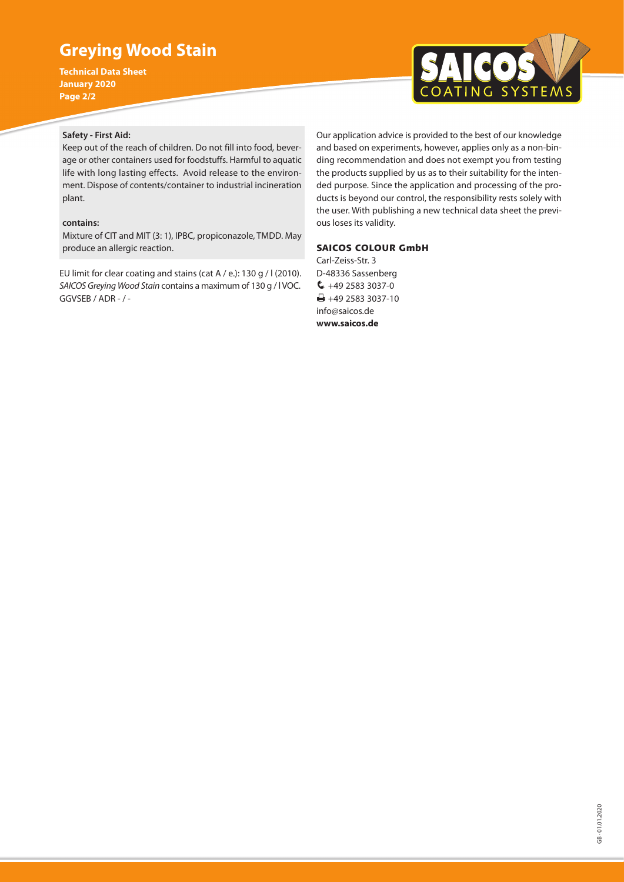**Safety - First Aid:**

Keep out of the reach of children. Do not fill into food, beverage or other containers used for foodstuffs. Harmful to aquatic life with long lasting effects. Avoid release to the environment. Dispose of contents/container to industrial incineration plant.

**contains:**

Mixture of CIT and MIT (3: 1), IPBC, propiconazole, TMDD. May produce an allergic reaction.

EU limit for clear coating and stains (cat A / e.): 130 g / l (2010). *SAICOS Greying Wood Stain* contains a maximum of 130 g / l VOC.
GGVSEB / ADR - / -

Our application advice is provided to the best of our knowledge and based on experiments, however, applies only as a non-binding recommendation and does not exempt you from testing the products supplied by us as to their suitability for the intended purpose. Since the application and processing of the products is beyond our control, the responsibility rests solely with the user. With publishing a new technical data sheet the previous loses its validity.

**SAICOS COLOUR GmbH**

Carl-Zeiss-Str. 3
D-48336 Sassenberg
+49 2583 3037-0
+49 2583 3037-10
info@saicos.de
**www.saicos.de**